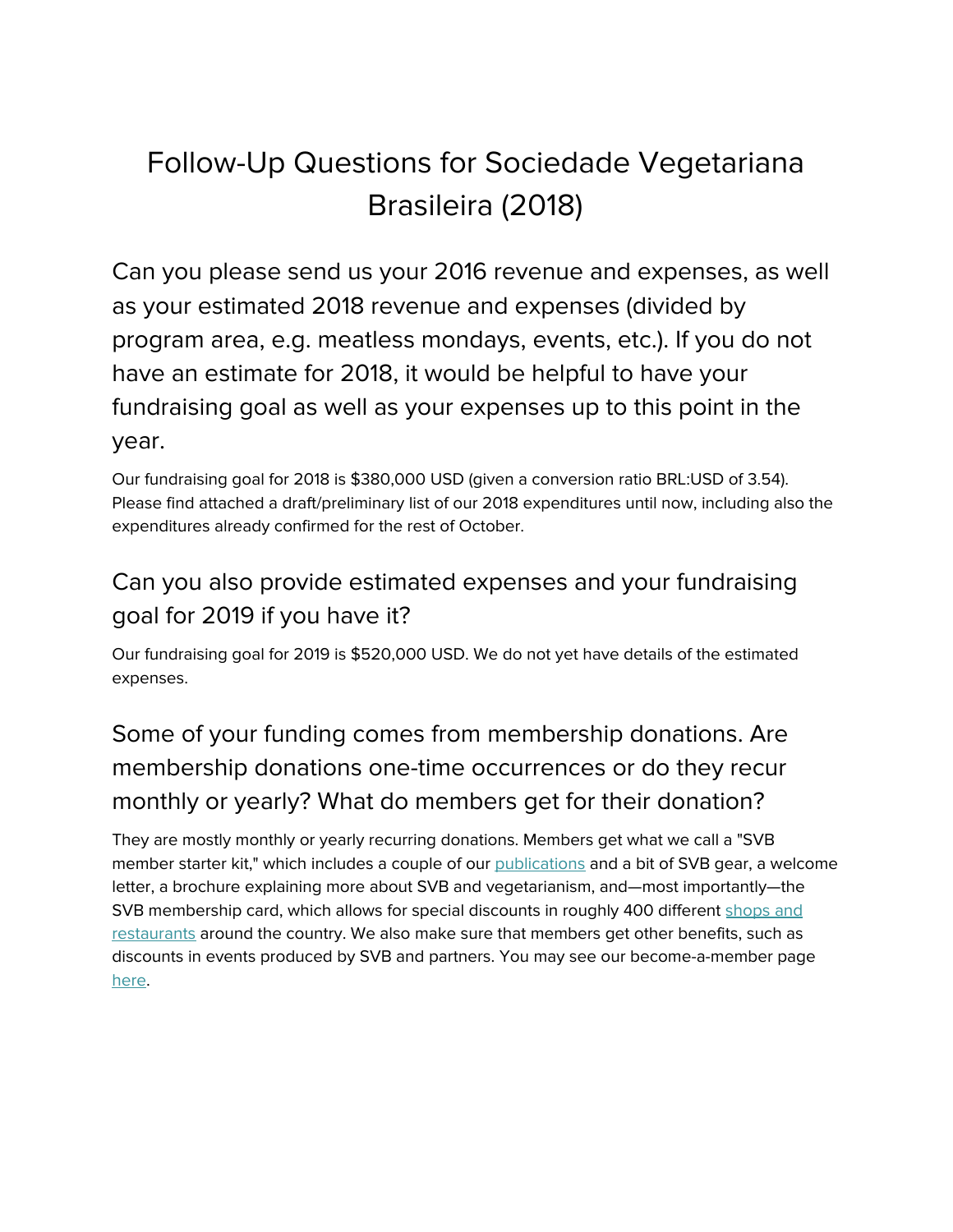# Follow-Up Questions for Sociedade Vegetariana Brasileira (2018)

## Can you please send us your 2016 revenue and expenses, as well as your estimated 2018 revenue and expenses (divided by program area, e.g. meatless mondays, events, etc.). If you do not have an estimate for 2018, it would be helpful to have your fundraising goal as well as your expenses up to this point in the year.

Our fundraising goal for 2018 is $380,000 USD (given a conversion ratio BRL:USD of 3.54). Please find attached a draft/preliminary list of our 2018 expenditures until now, including also the expenditures already confirmed for the rest of October.

### Can you also provide estimated expenses and your fundraising goal for 2019 if you have it?

Our fundraising goal for 2019 is $520,000 USD. We do not yet have details of the estimated expenses.

### Some of your funding comes from membership donations. Are membership donations one-time occurrences or do they recur monthly or yearly? What do members get for their donation?

They are mostly monthly or yearly recurring donations. Members get what we call a "SVB member starter kit," which includes a couple of our publications and a bit of SVB gear, a welcome letter, a brochure explaining more about SVB and vegetarianism, and—most importantly—the SVB membership card, which allows for special discounts in roughly 400 different shops and restaurants around the country. We also make sure that members get other benefits, such as discounts in events produced by SVB and partners. You may see our become-a-member page here.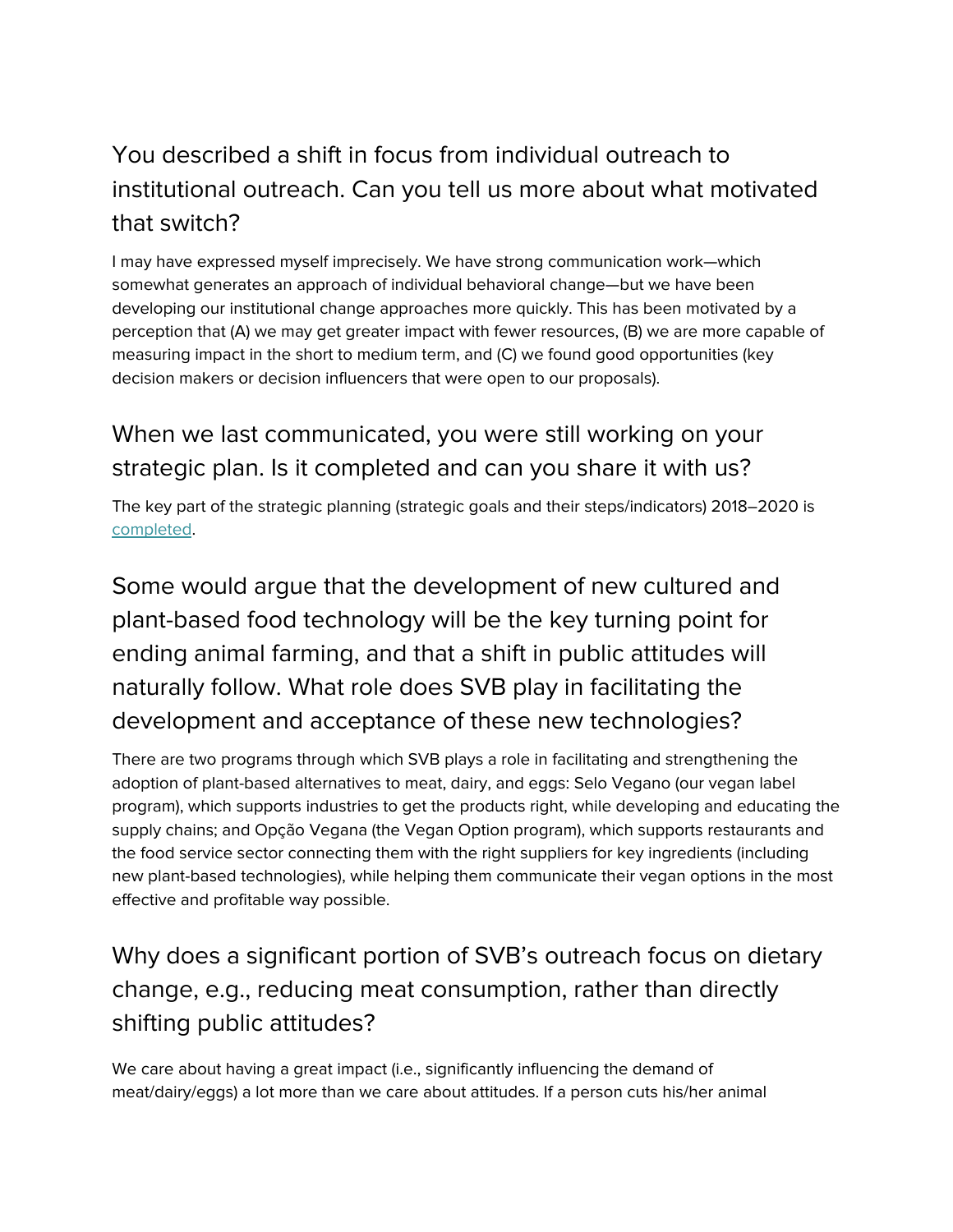## You described a shift in focus from individual outreach to institutional outreach. Can you tell us more about what motivated that switch?

I may have expressed myself imprecisely. We have strong communication work—which somewhat generates an approach of individual behavioral change—but we have been developing our institutional change approaches more quickly. This has been motivated by a perception that (A) we may get greater impact with fewer resources, (B) we are more capable of measuring impact in the short to medium term, and (C) we found good opportunities (key decision makers or decision influencers that were open to our proposals).

## When we last communicated, you were still working on your strategic plan. Is it completed and can you share it with us?

The key part of the strategic planning (strategic goals and their steps/indicators) 2018–2020 is completed.

## Some would argue that the development of new cultured and plant-based food technology will be the key turning point for ending animal farming, and that a shift in public attitudes will naturally follow. What role does SVB play in facilitating the development and acceptance of these new technologies?

There are two programs through which SVB plays a role in facilitating and strengthening the adoption of plant-based alternatives to meat, dairy, and eggs: Selo Vegano (our vegan label program), which supports industries to get the products right, while developing and educating the supply chains; and Opção Vegana (the Vegan Option program), which supports restaurants and the food service sector connecting them with the right suppliers for key ingredients (including new plant-based technologies), while helping them communicate their vegan options in the most effective and profitable way possible.

## Why does a significant portion of SVB's outreach focus on dietary change, e.g., reducing meat consumption, rather than directly shifting public attitudes?

We care about having a great impact (i.e., significantly influencing the demand of meat/dairy/eggs) a lot more than we care about attitudes. If a person cuts his/her animal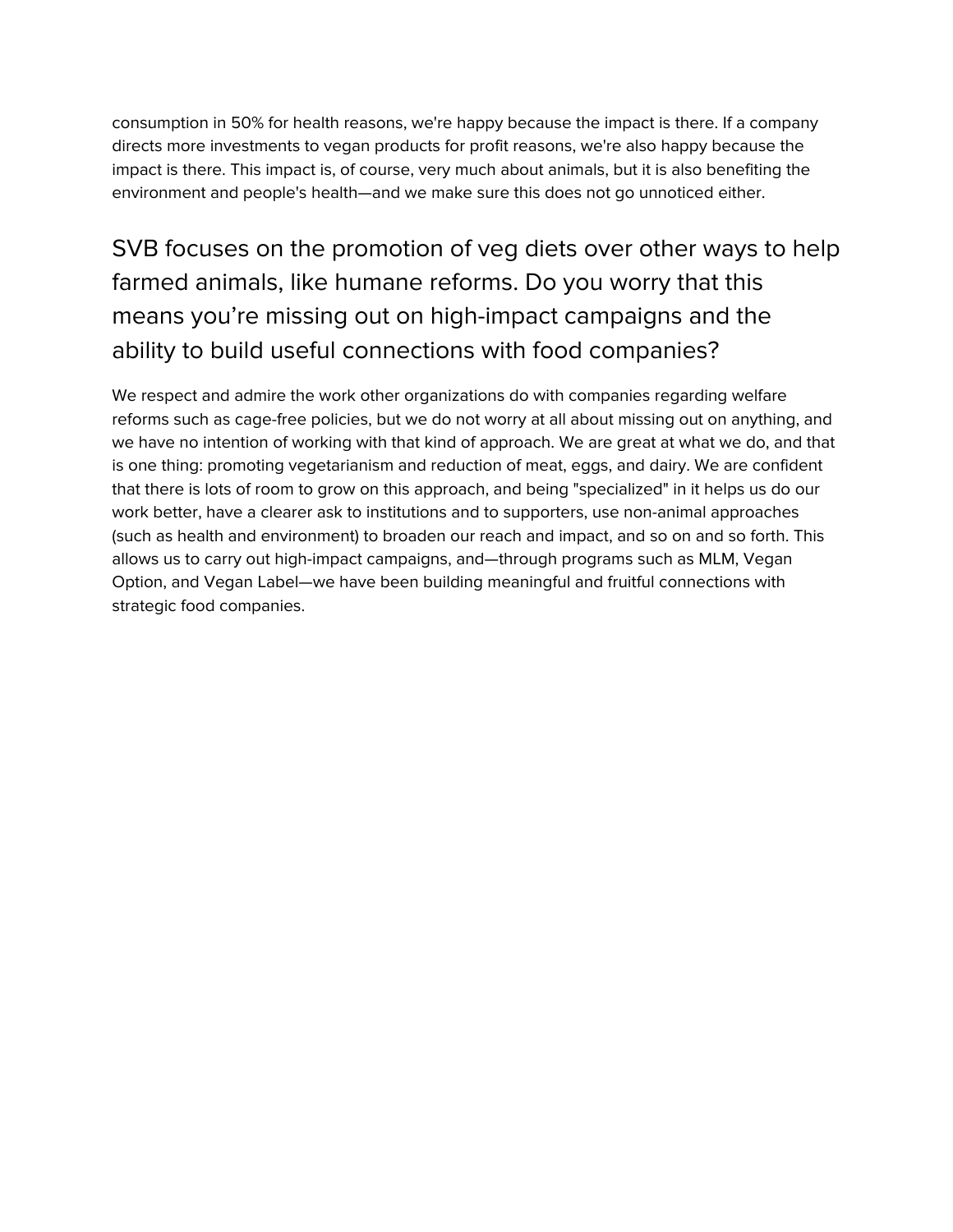consumption in 50% for health reasons, we're happy because the impact is there. If a company directs more investments to vegan products for profit reasons, we're also happy because the impact is there. This impact is, of course, very much about animals, but it is also benefiting the environment and people's health—and we make sure this does not go unnoticed either.

## SVB focuses on the promotion of veg diets over other ways to help farmed animals, like humane reforms. Do you worry that this means you're missing out on high-impact campaigns and the ability to build useful connections with food companies?

We respect and admire the work other organizations do with companies regarding welfare reforms such as cage-free policies, but we do not worry at all about missing out on anything, and we have no intention of working with that kind of approach. We are great at what we do, and that is one thing: promoting vegetarianism and reduction of meat, eggs, and dairy. We are confident that there is lots of room to grow on this approach, and being "specialized" in it helps us do our work better, have a clearer ask to institutions and to supporters, use non-animal approaches (such as health and environment) to broaden our reach and impact, and so on and so forth. This allows us to carry out high-impact campaigns, and—through programs such as MLM, Vegan Option, and Vegan Label—we have been building meaningful and fruitful connections with strategic food companies.